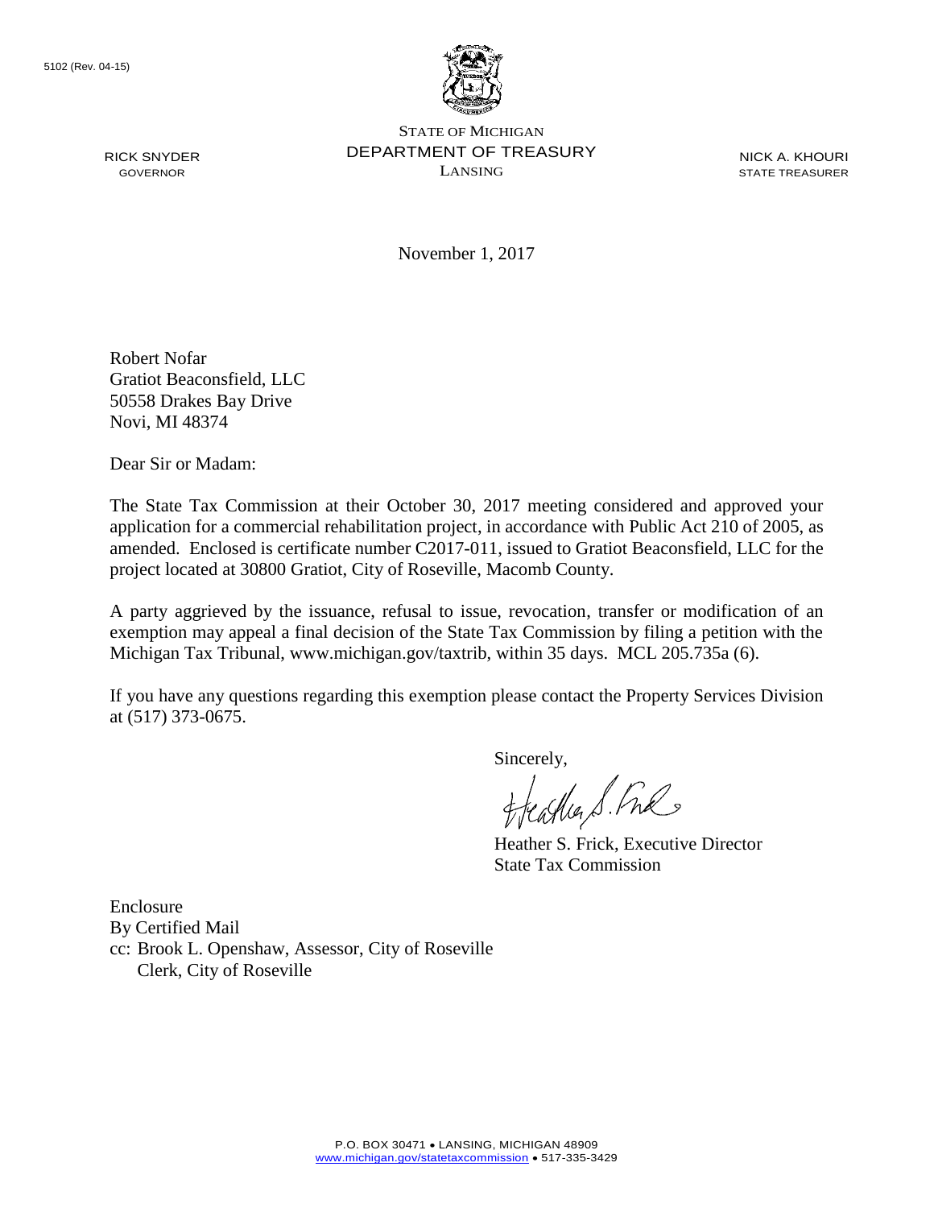5102 (Rev. 04-15)

STATE OF MICHIGAN
DEPARTMENT OF TREASURY
LANSING

RICK SNYDER
GOVERNOR

NICK A. KHOURI
STATE TREASURER

November 1, 2017

Robert Nofar
Gratiot Beaconsfield, LLC
50558 Drakes Bay Drive
Novi, MI 48374

Dear Sir or Madam:

The State Tax Commission at their October 30, 2017 meeting considered and approved your application for a commercial rehabilitation project, in accordance with Public Act 210 of 2005, as amended. Enclosed is certificate number C2017-011, issued to Gratiot Beaconsfield, LLC for the project located at 30800 Gratiot, City of Roseville, Macomb County.

A party aggrieved by the issuance, refusal to issue, revocation, transfer or modification of an exemption may appeal a final decision of the State Tax Commission by filing a petition with the Michigan Tax Tribunal, www.michigan.gov/taxtrib, within 35 days. MCL 205.735a (6).

If you have any questions regarding this exemption please contact the Property Services Division at (517) 373-0675.

Sincerely,

Heather S. Frick, Executive Director
State Tax Commission

Enclosure
By Certified Mail
cc: Brook L. Openshaw, Assessor, City of Roseville
Clerk, City of Roseville

P.O. BOX 30471 • LANSING, MICHIGAN 48909
www.michigan.gov/statetaxcommission • 517-335-3429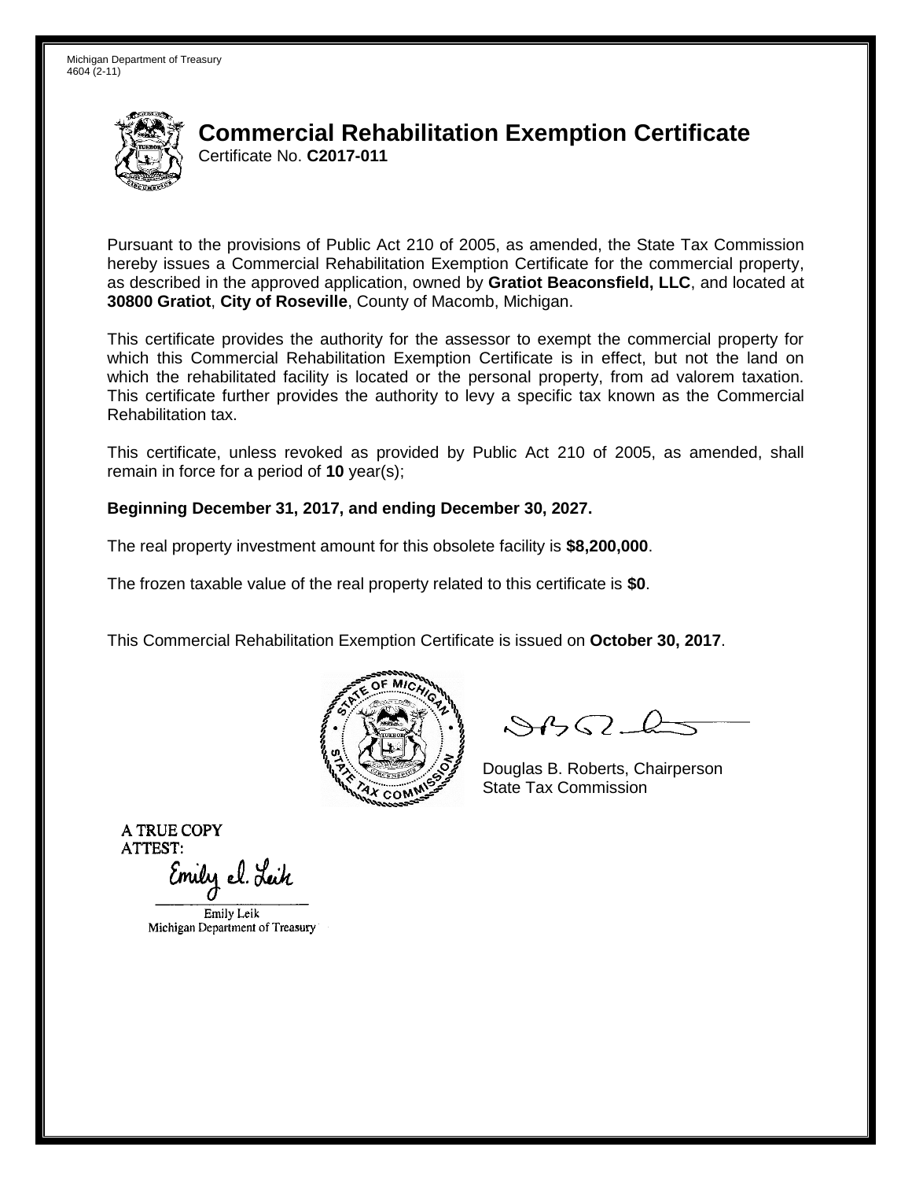Michigan Department of Treasury
4604 (2-11)

# Commercial Rehabilitation Exemption Certificate

Certificate No. **C2017-011**

Pursuant to the provisions of Public Act 210 of 2005, as amended, the State Tax Commission hereby issues a Commercial Rehabilitation Exemption Certificate for the commercial property, as described in the approved application, owned by **Gratiot Beaconsfield, LLC**, and located at **30800 Gratiot**, **City of Roseville**, County of Macomb, Michigan.

This certificate provides the authority for the assessor to exempt the commercial property for which this Commercial Rehabilitation Exemption Certificate is in effect, but not the land on which the rehabilitated facility is located or the personal property, from ad valorem taxation. This certificate further provides the authority to levy a specific tax known as the Commercial Rehabilitation tax.

This certificate, unless revoked as provided by Public Act 210 of 2005, as amended, shall remain in force for a period of **10** year(s);

**Beginning December 31, 2017, and ending December 30, 2027.**

The real property investment amount for this obsolete facility is **$8,200,000**.

The frozen taxable value of the real property related to this certificate is **$0**.

This Commercial Rehabilitation Exemption Certificate is issued on **October 30, 2017**.

Douglas B. Roberts, Chairperson
State Tax Commission

A TRUE COPY
ATTEST:

Emily Leik
Michigan Department of Treasury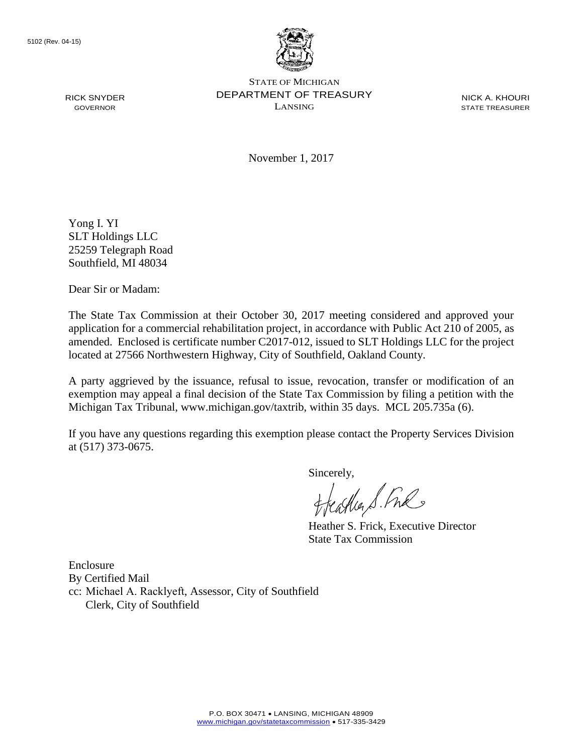5102 (Rev. 04-15)

RICK SNYDER
GOVERNOR

STATE OF MICHIGAN
DEPARTMENT OF TREASURY
LANSING

NICK A. KHOURI
STATE TREASURER

November 1, 2017

Yong I. YI
SLT Holdings LLC
25259 Telegraph Road
Southfield, MI 48034

Dear Sir or Madam:

The State Tax Commission at their October 30, 2017 meeting considered and approved your application for a commercial rehabilitation project, in accordance with Public Act 210 of 2005, as amended. Enclosed is certificate number C2017-012, issued to SLT Holdings LLC for the project located at 27566 Northwestern Highway, City of Southfield, Oakland County.

A party aggrieved by the issuance, refusal to issue, revocation, transfer or modification of an exemption may appeal a final decision of the State Tax Commission by filing a petition with the Michigan Tax Tribunal, www.michigan.gov/taxtrib, within 35 days. MCL 205.735a (6).

If you have any questions regarding this exemption please contact the Property Services Division at (517) 373-0675.

Sincerely,

Heather S. Frick, Executive Director
State Tax Commission

Enclosure
By Certified Mail
cc: Michael A. Racklyeft, Assessor, City of Southfield
Clerk, City of Southfield

P.O. BOX 30471 • LANSING, MICHIGAN 48909
www.michigan.gov/statetaxcommission • 517-335-3429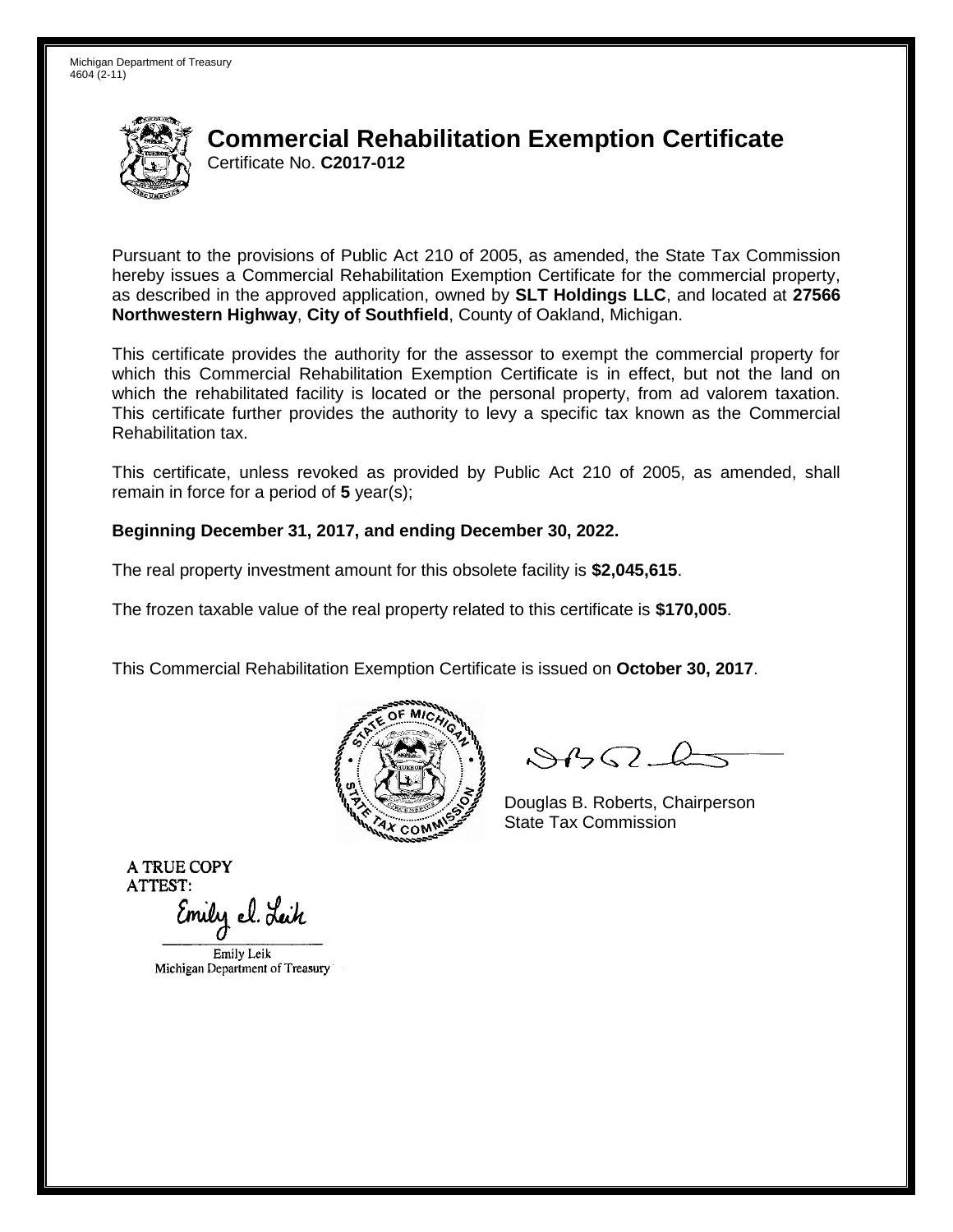Michigan Department of Treasury
4604 (2-11)

# Commercial Rehabilitation Exemption Certificate

Certificate No. **C2017-012**

Pursuant to the provisions of Public Act 210 of 2005, as amended, the State Tax Commission hereby issues a Commercial Rehabilitation Exemption Certificate for the commercial property, as described in the approved application, owned by **SLT Holdings LLC**, and located at **27566 Northwestern Highway**, **City of Southfield**, County of Oakland, Michigan.

This certificate provides the authority for the assessor to exempt the commercial property for which this Commercial Rehabilitation Exemption Certificate is in effect, but not the land on which the rehabilitated facility is located or the personal property, from ad valorem taxation. This certificate further provides the authority to levy a specific tax known as the Commercial Rehabilitation tax.

This certificate, unless revoked as provided by Public Act 210 of 2005, as amended, shall remain in force for a period of **5** year(s);

**Beginning December 31, 2017, and ending December 30, 2022.**

The real property investment amount for this obsolete facility is **$2,045,615**.

The frozen taxable value of the real property related to this certificate is **$170,005**.

This Commercial Rehabilitation Exemption Certificate is issued on **October 30, 2017**.

Douglas B. Roberts, Chairperson
State Tax Commission

A TRUE COPY
ATTEST:

Emily Leik
Michigan Department of Treasury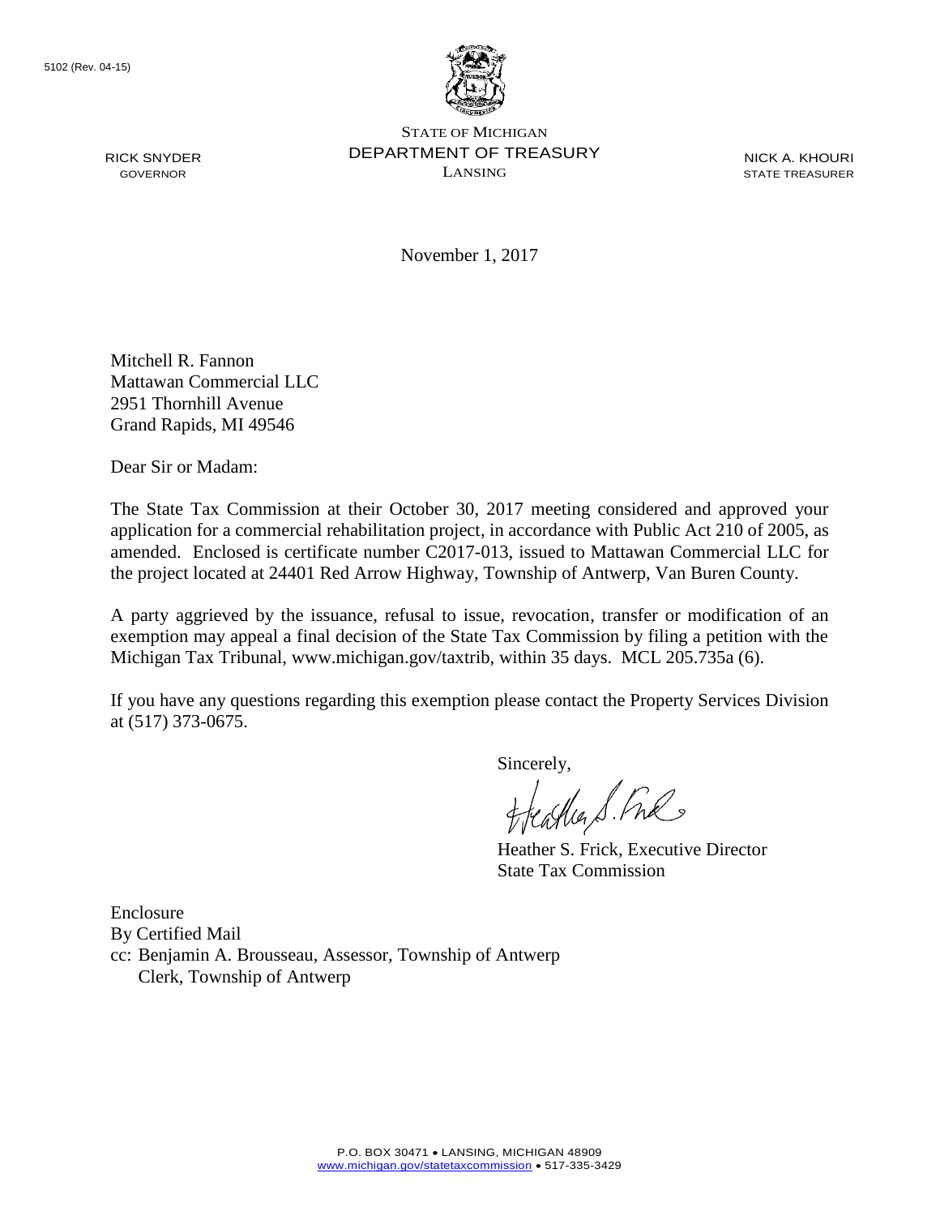5102 (Rev. 04-15)

STATE OF MICHIGAN
DEPARTMENT OF TREASURY
LANSING

RICK SNYDER
GOVERNOR

NICK A. KHOURI
STATE TREASURER

November 1, 2017

Mitchell R. Fannon
Mattawan Commercial LLC
2951 Thornhill Avenue
Grand Rapids, MI 49546

Dear Sir or Madam:

The State Tax Commission at their October 30, 2017 meeting considered and approved your application for a commercial rehabilitation project, in accordance with Public Act 210 of 2005, as amended. Enclosed is certificate number C2017-013, issued to Mattawan Commercial LLC for the project located at 24401 Red Arrow Highway, Township of Antwerp, Van Buren County.

A party aggrieved by the issuance, refusal to issue, revocation, transfer or modification of an exemption may appeal a final decision of the State Tax Commission by filing a petition with the Michigan Tax Tribunal, www.michigan.gov/taxtrib, within 35 days. MCL 205.735a (6).

If you have any questions regarding this exemption please contact the Property Services Division at (517) 373-0675.

Sincerely,

Heather S. Frick, Executive Director
State Tax Commission

Enclosure
By Certified Mail
cc: Benjamin A. Brousseau, Assessor, Township of Antwerp
Clerk, Township of Antwerp

P.O. BOX 30471 • LANSING, MICHIGAN 48909
www.michigan.gov/statetaxcommission • 517-335-3429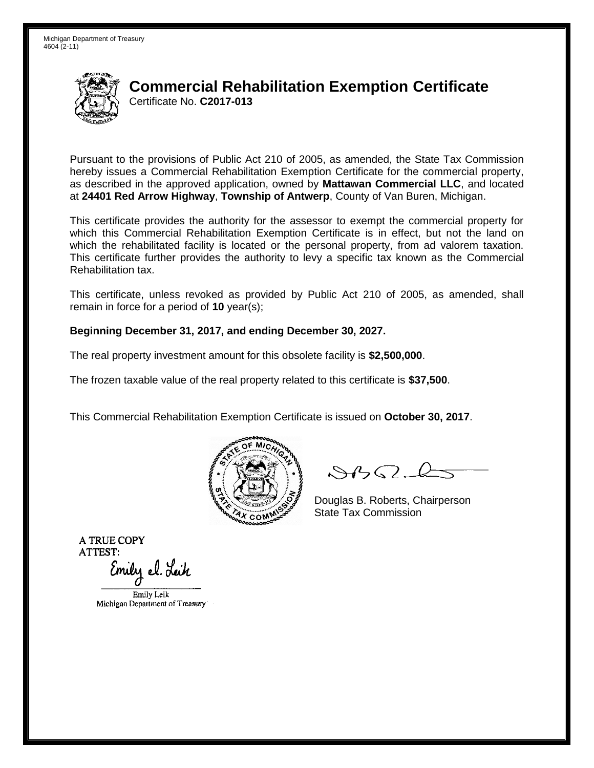Michigan Department of Treasury
4604 (2-11)

# Commercial Rehabilitation Exemption Certificate

Certificate No. **C2017-013**

Pursuant to the provisions of Public Act 210 of 2005, as amended, the State Tax Commission hereby issues a Commercial Rehabilitation Exemption Certificate for the commercial property, as described in the approved application, owned by **Mattawan Commercial LLC**, and located at **24401 Red Arrow Highway**, **Township of Antwerp**, County of Van Buren, Michigan.

This certificate provides the authority for the assessor to exempt the commercial property for which this Commercial Rehabilitation Exemption Certificate is in effect, but not the land on which the rehabilitated facility is located or the personal property, from ad valorem taxation. This certificate further provides the authority to levy a specific tax known as the Commercial Rehabilitation tax.

This certificate, unless revoked as provided by Public Act 210 of 2005, as amended, shall remain in force for a period of **10** year(s);

**Beginning December 31, 2017, and ending December 30, 2027.**

The real property investment amount for this obsolete facility is **$2,500,000**.

The frozen taxable value of the real property related to this certificate is **$37,500**.

This Commercial Rehabilitation Exemption Certificate is issued on **October 30, 2017**.

Douglas B. Roberts, Chairperson
State Tax Commission

A TRUE COPY
ATTEST:

Emily Leik
Michigan Department of Treasury